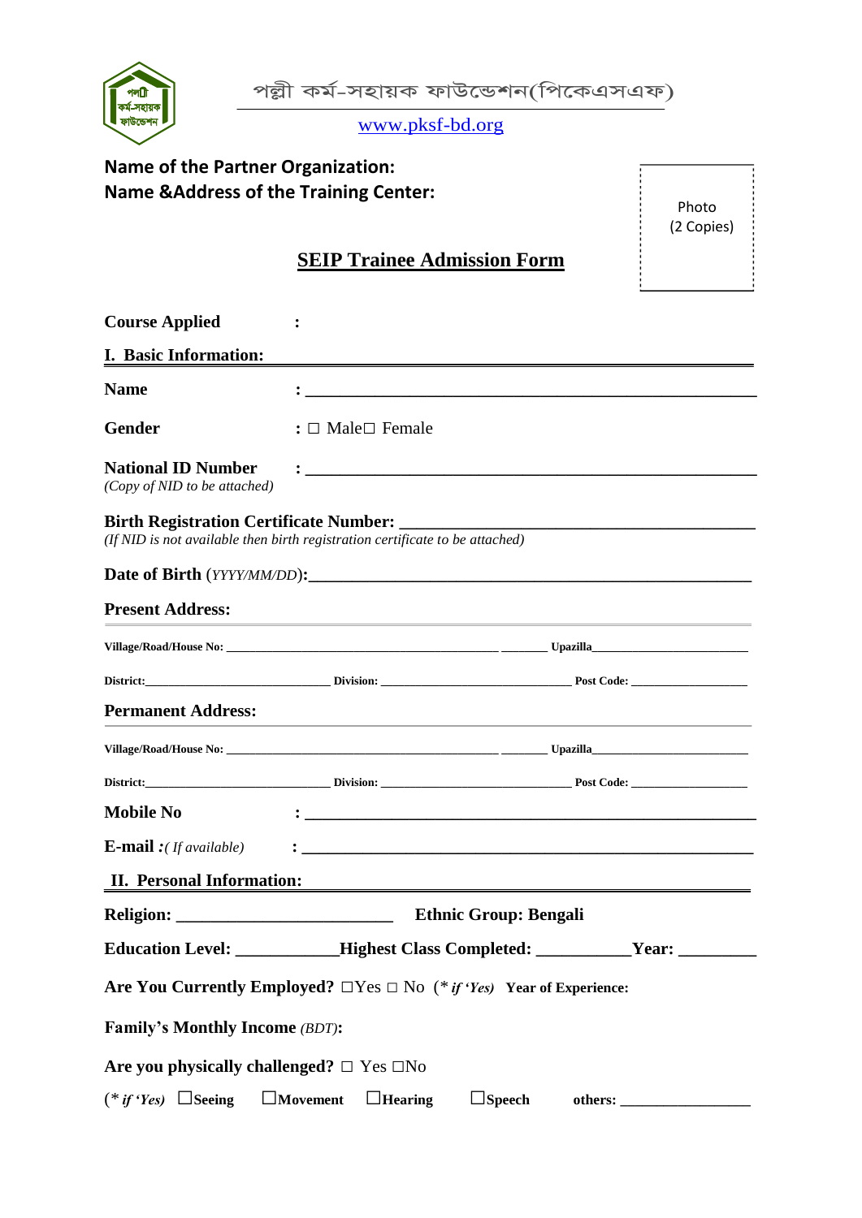পল্লী কর্ম-সহায়ক ফাউন্ডেশন(পিকেএসএফ)

www.pksf-bd.org

**Name of the Partner Organization:**
**Name &Address of the Training Center:**

Photo
(2 Copies)

## SEIP Trainee Admission Form

**Course Applied** :

**I. Basic Information:**

**Name** : ______________________________________________

**Gender** : □ Male□ Female

**National ID Number** : ______________________________________________
*(Copy of NID to be attached)*

**Birth Registration Certificate Number:** ______________________________________
*(If NID is not available then birth registration certificate to be attached)*

**Date of Birth** (*YYYY/MM/DD*)**:**______________________________________________

**Present Address:**

**Village/Road/House No:** ________________________________________ ________ **Upazilla**______________________

**District:**____________________________ **Division:** ____________________________ **Post Code:** __________________

**Permanent Address:**

**Village/Road/House No:** ________________________________________ ________ **Upazilla**______________________

**District:**____________________________ **Division:** ____________________________ **Post Code:** __________________

**Mobile No** : ______________________________________________

**E-mail** *:( If available)* : ______________________________________________

**II. Personal Information:**

**Religion:** ________________________ **Ethnic Group: Bengali**

**Education Level:** ___________**Highest Class Completed:** __________**Year:** _________

**Are You Currently Employed?** □Yes □ No (* ***if 'Yes)*** **Year of Experience:**

**Family's Monthly Income** *(BDT)*:

**Are you physically challenged?** □ Yes □No

(* ***if 'Yes)*** ☐**Seeing** ☐**Movement** ☐**Hearing** ☐**Speech** **others:** ________________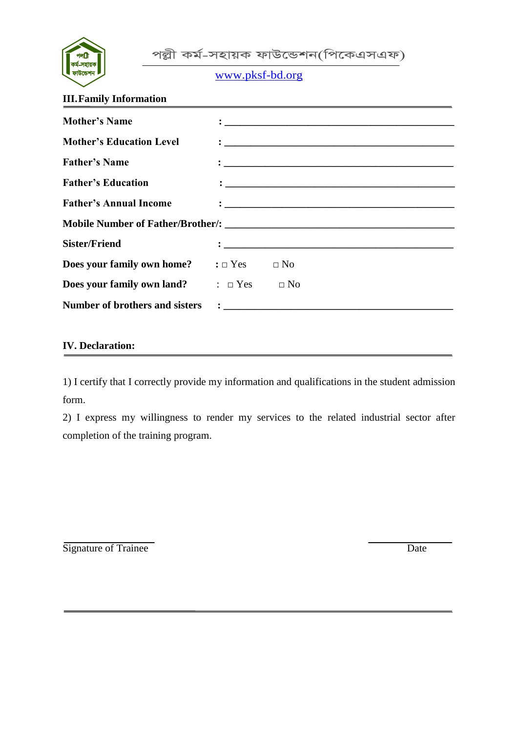পল্লী কর্ম-সহায়ক ফাউন্ডেশন(পিকেএসএফ)

www.pksf-bd.org

## III. Family Information

**Mother's Name** : ____________________

**Mother's Education Level** : ____________________

**Father's Name** : ____________________

**Father's Education** : ____________________

**Father's Annual Income** : ____________________

**Mobile Number of Father/Brother/:** ____________________

**Sister/Friend** : ____________________

**Does your family own home?** : □ Yes □ No

**Does your family own land?** : □ Yes □ No

**Number of brothers and sisters** : ____________________

## IV. Declaration:

1) I certify that I correctly provide my information and qualifications in the student admission form.

2) I express my willingness to render my services to the related industrial sector after completion of the training program.

Signature of Trainee

Date